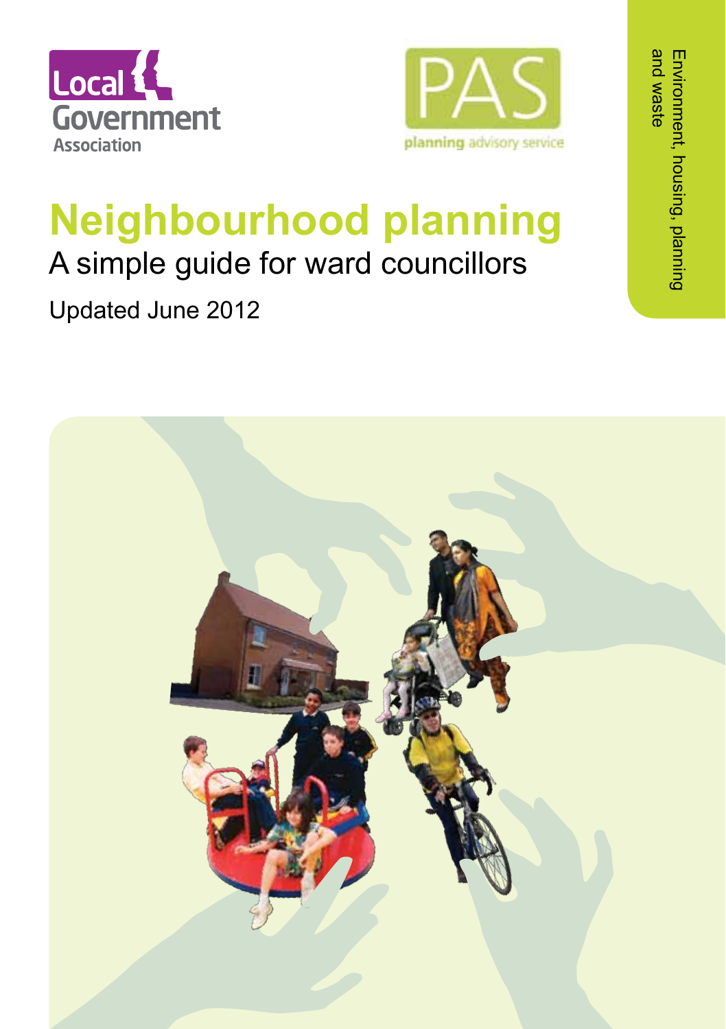Local Government Association

PAS planning advisory service

Environment, housing, planning and waste

# Neighbourhood planning

## A simple guide for ward councillors

Updated June 2012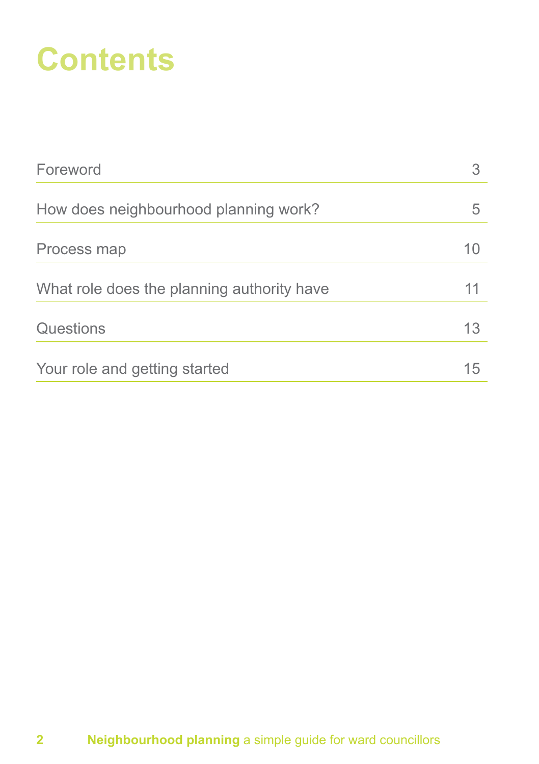# Contents

| | |
|---|---|
| Foreword | 3 |
| How does neighbourhood planning work? | 5 |
| Process map | 10 |
| What role does the planning authority have | 11 |
| Questions | 13 |
| Your role and getting started | 15 |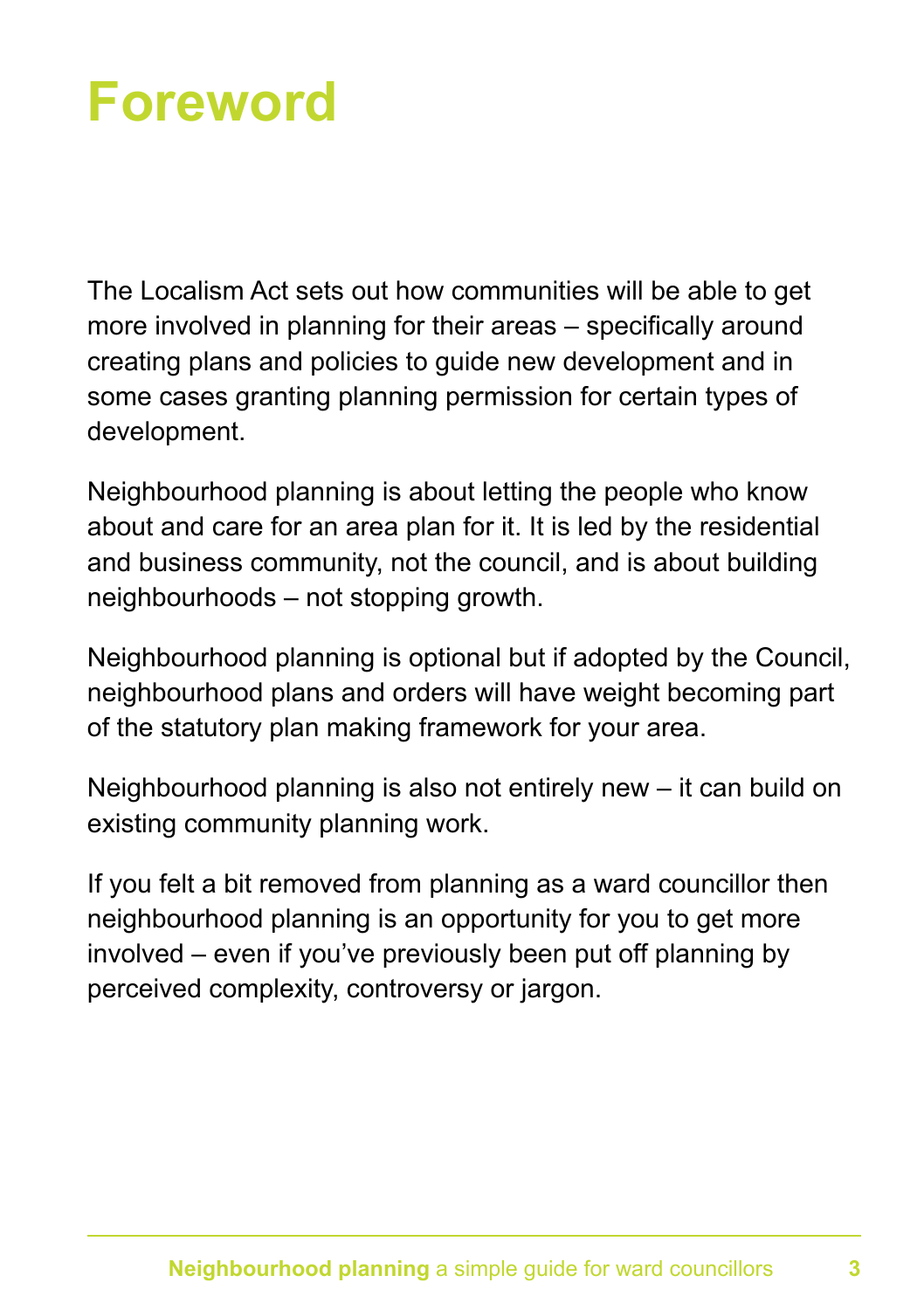# Foreword

The Localism Act sets out how communities will be able to get more involved in planning for their areas – specifically around creating plans and policies to guide new development and in some cases granting planning permission for certain types of development.

Neighbourhood planning is about letting the people who know about and care for an area plan for it. It is led by the residential and business community, not the council, and is about building neighbourhoods – not stopping growth.

Neighbourhood planning is optional but if adopted by the Council, neighbourhood plans and orders will have weight becoming part of the statutory plan making framework for your area.

Neighbourhood planning is also not entirely new – it can build on existing community planning work.

If you felt a bit removed from planning as a ward councillor then neighbourhood planning is an opportunity for you to get more involved – even if you've previously been put off planning by perceived complexity, controversy or jargon.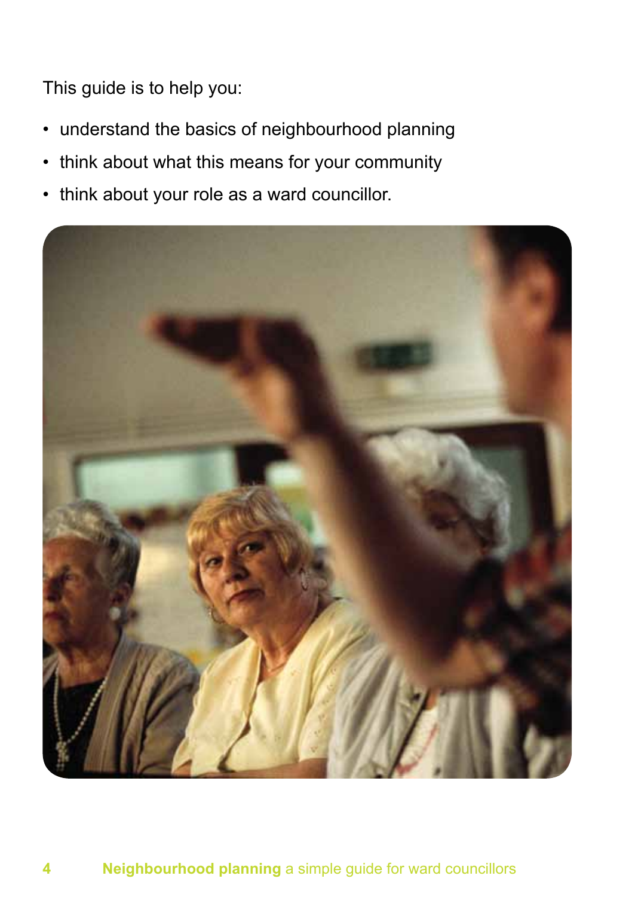This guide is to help you:

- understand the basics of neighbourhood planning
- think about what this means for your community
- think about your role as a ward councillor.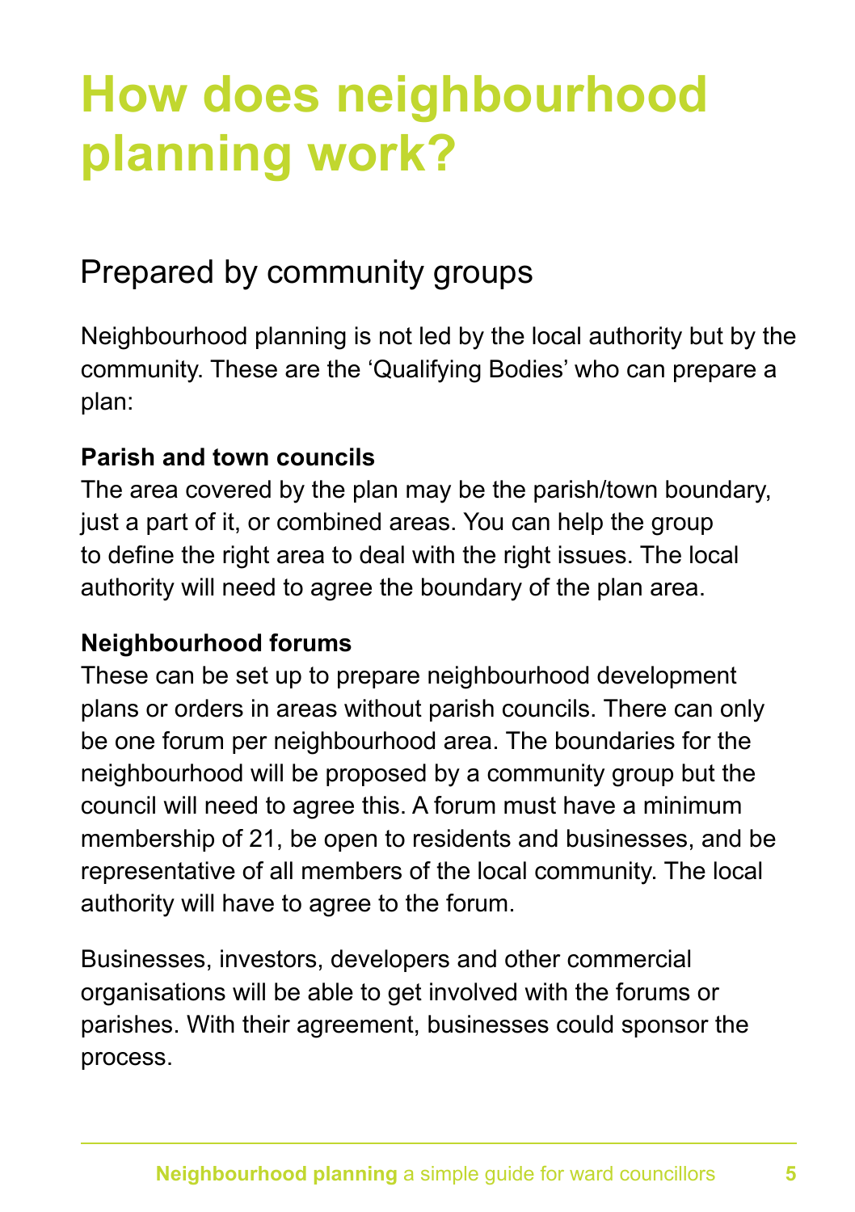# How does neighbourhood planning work?

## Prepared by community groups

Neighbourhood planning is not led by the local authority but by the community. These are the 'Qualifying Bodies' who can prepare a plan:

**Parish and town councils**

The area covered by the plan may be the parish/town boundary, just a part of it, or combined areas. You can help the group to define the right area to deal with the right issues. The local authority will need to agree the boundary of the plan area.

**Neighbourhood forums**

These can be set up to prepare neighbourhood development plans or orders in areas without parish councils. There can only be one forum per neighbourhood area. The boundaries for the neighbourhood will be proposed by a community group but the council will need to agree this. A forum must have a minimum membership of 21, be open to residents and businesses, and be representative of all members of the local community. The local authority will have to agree to the forum.

Businesses, investors, developers and other commercial organisations will be able to get involved with the forums or parishes. With their agreement, businesses could sponsor the process.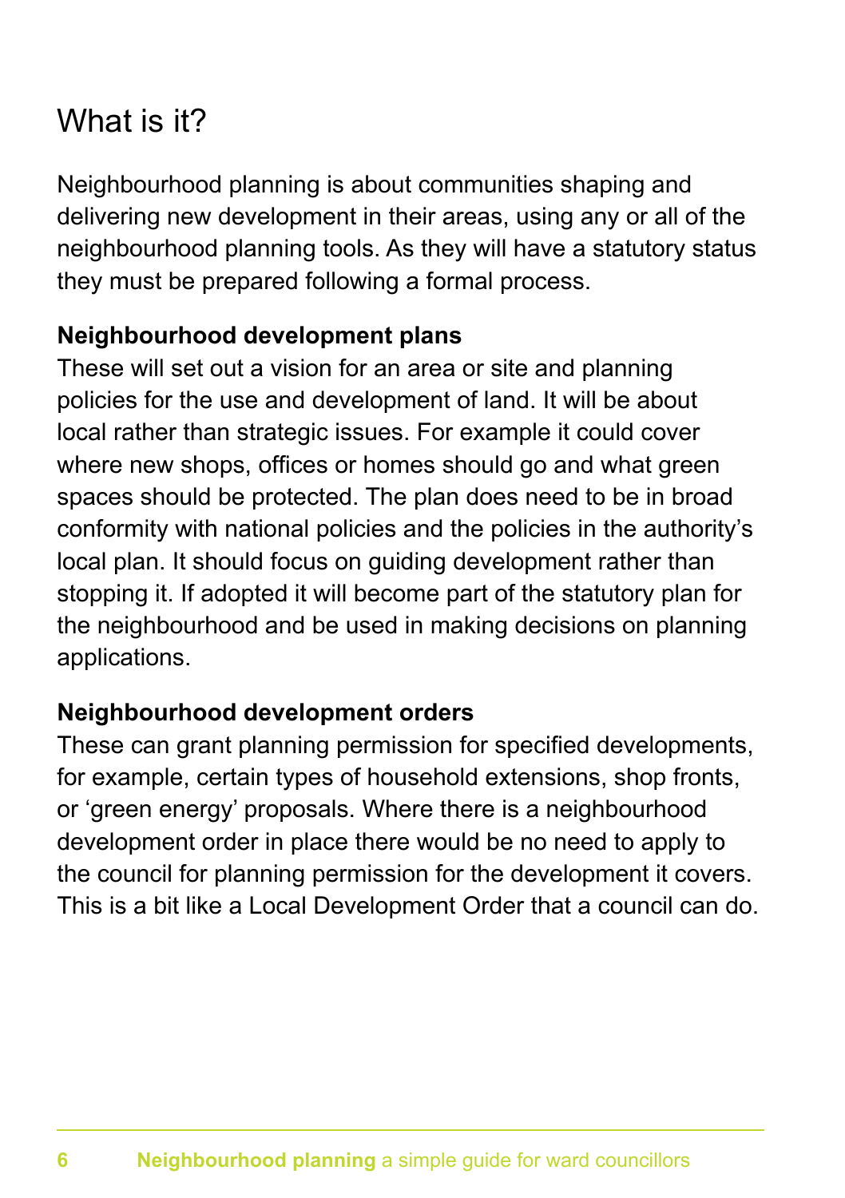# What is it?

Neighbourhood planning is about communities shaping and delivering new development in their areas, using any or all of the neighbourhood planning tools. As they will have a statutory status they must be prepared following a formal process.

**Neighbourhood development plans**

These will set out a vision for an area or site and planning policies for the use and development of land. It will be about local rather than strategic issues. For example it could cover where new shops, offices or homes should go and what green spaces should be protected. The plan does need to be in broad conformity with national policies and the policies in the authority's local plan. It should focus on guiding development rather than stopping it. If adopted it will become part of the statutory plan for the neighbourhood and be used in making decisions on planning applications.

**Neighbourhood development orders**

These can grant planning permission for specified developments, for example, certain types of household extensions, shop fronts, or 'green energy' proposals. Where there is a neighbourhood development order in place there would be no need to apply to the council for planning permission for the development it covers. This is a bit like a Local Development Order that a council can do.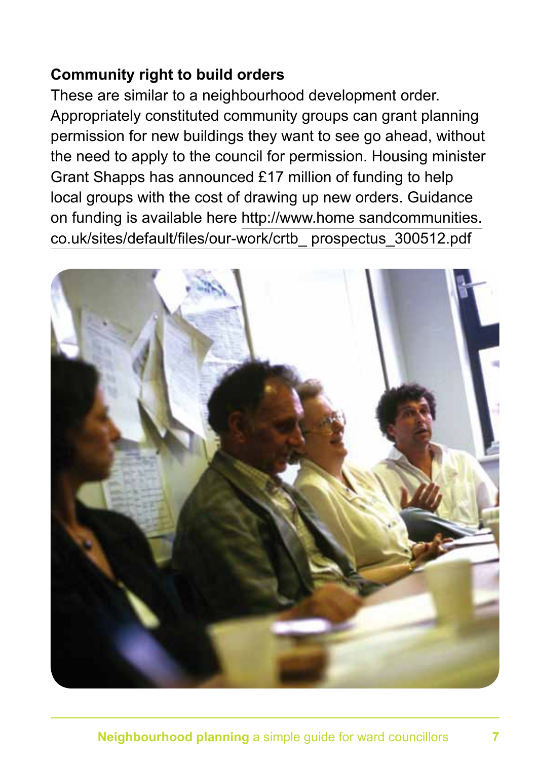**Community right to build orders**

These are similar to a neighbourhood development order. Appropriately constituted community groups can grant planning permission for new buildings they want to see go ahead, without the need to apply to the council for permission. Housing minister Grant Shapps has announced £17 million of funding to help local groups with the cost of drawing up new orders. Guidance on funding is available here http://www.home sandcommunities.co.uk/sites/default/files/our-work/crtb_ prospectus_300512.pdf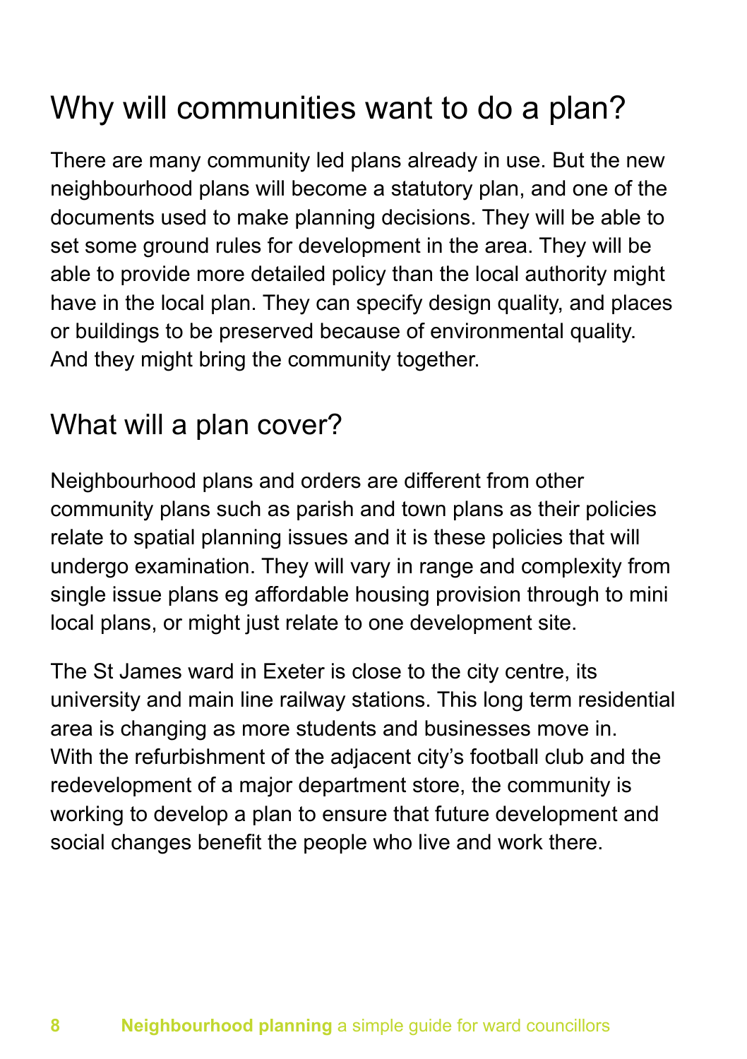## Why will communities want to do a plan?

There are many community led plans already in use. But the new neighbourhood plans will become a statutory plan, and one of the documents used to make planning decisions. They will be able to set some ground rules for development in the area. They will be able to provide more detailed policy than the local authority might have in the local plan. They can specify design quality, and places or buildings to be preserved because of environmental quality. And they might bring the community together.

## What will a plan cover?

Neighbourhood plans and orders are different from other community plans such as parish and town plans as their policies relate to spatial planning issues and it is these policies that will undergo examination. They will vary in range and complexity from single issue plans eg affordable housing provision through to mini local plans, or might just relate to one development site.

The St James ward in Exeter is close to the city centre, its university and main line railway stations. This long term residential area is changing as more students and businesses move in. With the refurbishment of the adjacent city's football club and the redevelopment of a major department store, the community is working to develop a plan to ensure that future development and social changes benefit the people who live and work there.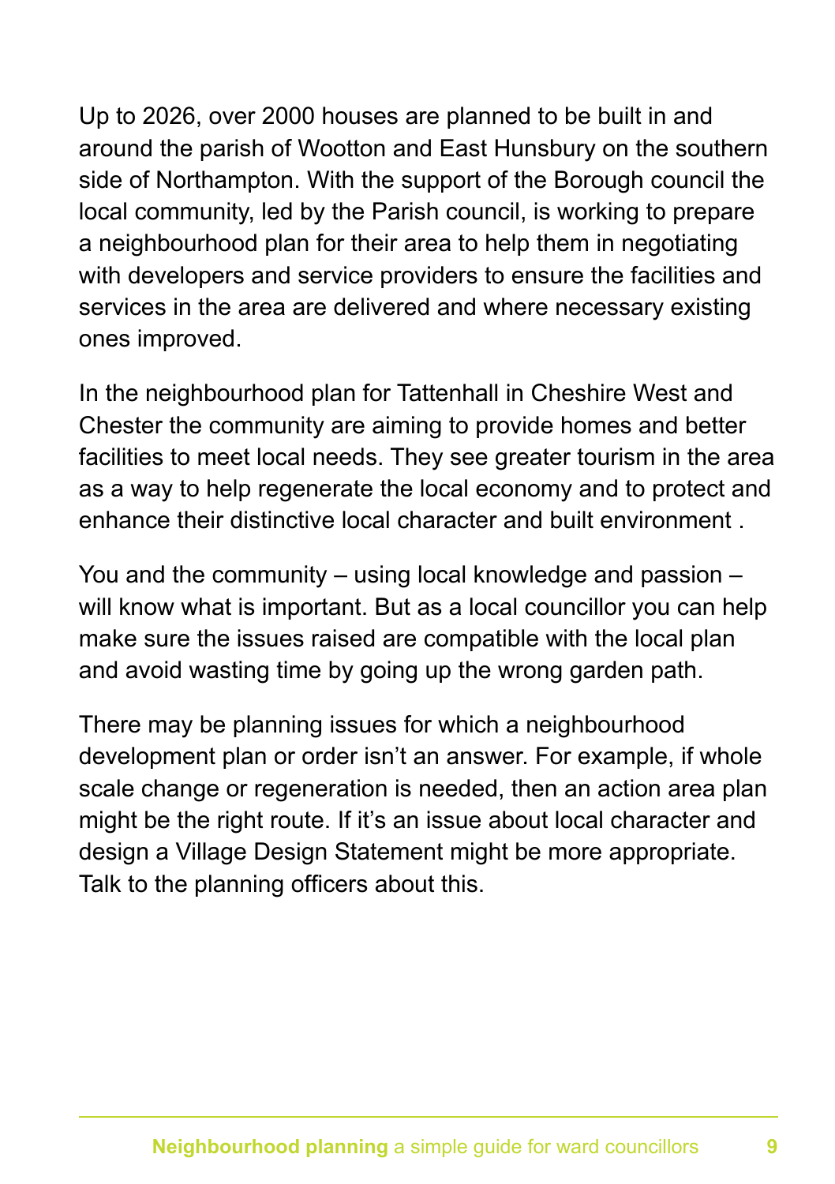Up to 2026, over 2000 houses are planned to be built in and around the parish of Wootton and East Hunsbury on the southern side of Northampton. With the support of the Borough council the local community, led by the Parish council, is working to prepare a neighbourhood plan for their area to help them in negotiating with developers and service providers to ensure the facilities and services in the area are delivered and where necessary existing ones improved.

In the neighbourhood plan for Tattenhall in Cheshire West and Chester the community are aiming to provide homes and better facilities to meet local needs. They see greater tourism in the area as a way to help regenerate the local economy and to protect and enhance their distinctive local character and built environment .

You and the community – using local knowledge and passion – will know what is important. But as a local councillor you can help make sure the issues raised are compatible with the local plan and avoid wasting time by going up the wrong garden path.

There may be planning issues for which a neighbourhood development plan or order isn't an answer. For example, if whole scale change or regeneration is needed, then an action area plan might be the right route. If it's an issue about local character and design a Village Design Statement might be more appropriate. Talk to the planning officers about this.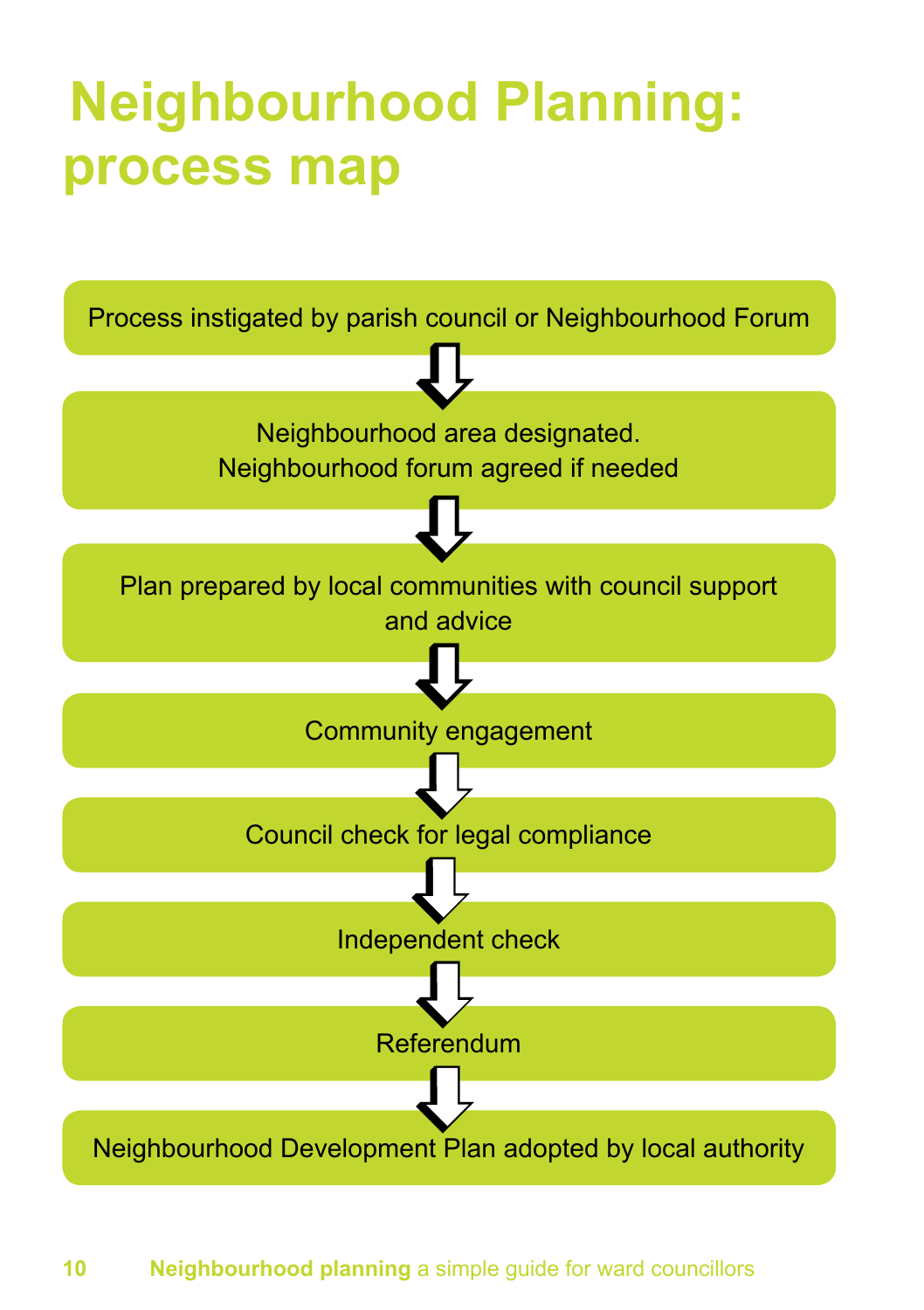# Neighbourhood Planning: process map

Process instigated by parish council or Neighbourhood Forum

↓

Neighbourhood area designated.
Neighbourhood forum agreed if needed

↓

Plan prepared by local communities with council support and advice

↓

Community engagement

↓

Council check for legal compliance

↓

Independent check

↓

Referendum

↓

Neighbourhood Development Plan adopted by local authority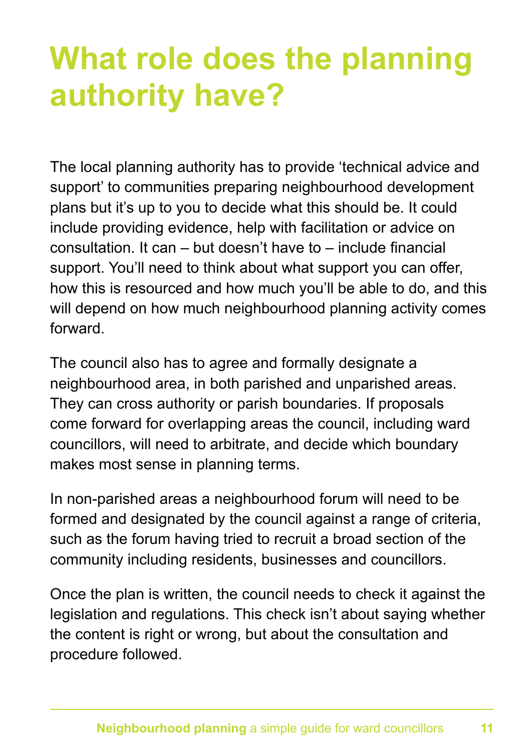# What role does the planning authority have?

The local planning authority has to provide 'technical advice and support' to communities preparing neighbourhood development plans but it's up to you to decide what this should be. It could include providing evidence, help with facilitation or advice on consultation. It can – but doesn't have to – include financial support. You'll need to think about what support you can offer, how this is resourced and how much you'll be able to do, and this will depend on how much neighbourhood planning activity comes forward.

The council also has to agree and formally designate a neighbourhood area, in both parished and unparished areas. They can cross authority or parish boundaries. If proposals come forward for overlapping areas the council, including ward councillors, will need to arbitrate, and decide which boundary makes most sense in planning terms.

In non-parished areas a neighbourhood forum will need to be formed and designated by the council against a range of criteria, such as the forum having tried to recruit a broad section of the community including residents, businesses and councillors.

Once the plan is written, the council needs to check it against the legislation and regulations. This check isn't about saying whether the content is right or wrong, but about the consultation and procedure followed.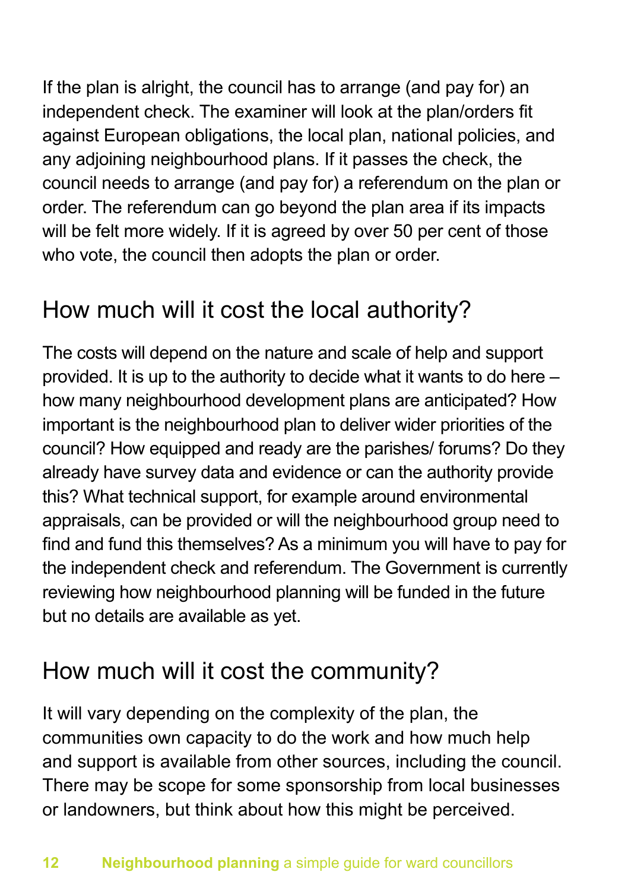If the plan is alright, the council has to arrange (and pay for) an independent check. The examiner will look at the plan/orders fit against European obligations, the local plan, national policies, and any adjoining neighbourhood plans. If it passes the check, the council needs to arrange (and pay for) a referendum on the plan or order. The referendum can go beyond the plan area if its impacts will be felt more widely. If it is agreed by over 50 per cent of those who vote, the council then adopts the plan or order.

## How much will it cost the local authority?

The costs will depend on the nature and scale of help and support provided. It is up to the authority to decide what it wants to do here – how many neighbourhood development plans are anticipated? How important is the neighbourhood plan to deliver wider priorities of the council? How equipped and ready are the parishes/ forums? Do they already have survey data and evidence or can the authority provide this? What technical support, for example around environmental appraisals, can be provided or will the neighbourhood group need to find and fund this themselves? As a minimum you will have to pay for the independent check and referendum. The Government is currently reviewing how neighbourhood planning will be funded in the future but no details are available as yet.

## How much will it cost the community?

It will vary depending on the complexity of the plan, the communities own capacity to do the work and how much help and support is available from other sources, including the council. There may be scope for some sponsorship from local businesses or landowners, but think about how this might be perceived.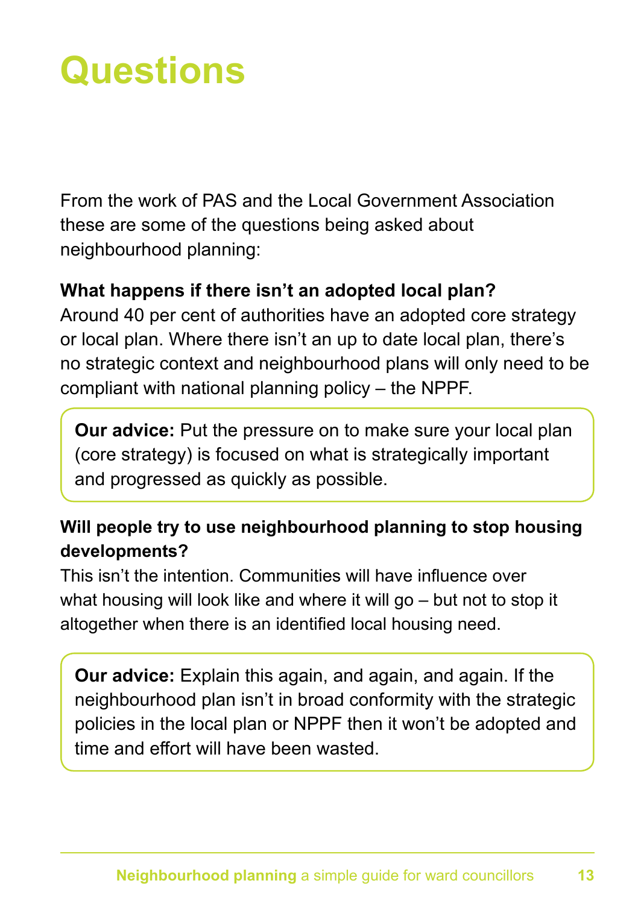# Questions

From the work of PAS and the Local Government Association these are some of the questions being asked about neighbourhood planning:

**What happens if there isn't an adopted local plan?**
Around 40 per cent of authorities have an adopted core strategy or local plan. Where there isn't an up to date local plan, there's no strategic context and neighbourhood plans will only need to be compliant with national planning policy – the NPPF.

**Our advice:** Put the pressure on to make sure your local plan (core strategy) is focused on what is strategically important and progressed as quickly as possible.

**Will people try to use neighbourhood planning to stop housing developments?**
This isn't the intention. Communities will have influence over what housing will look like and where it will go – but not to stop it altogether when there is an identified local housing need.

**Our advice:** Explain this again, and again, and again. If the neighbourhood plan isn't in broad conformity with the strategic policies in the local plan or NPPF then it won't be adopted and time and effort will have been wasted.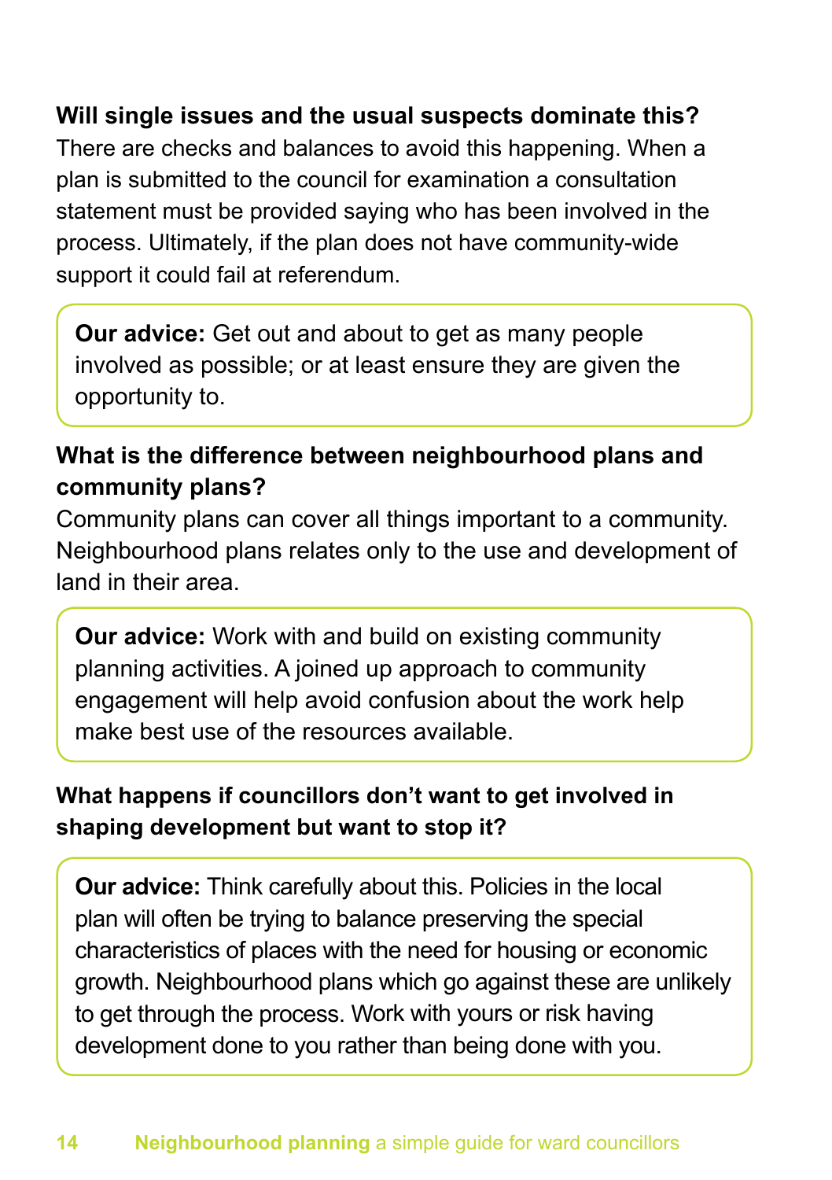**Will single issues and the usual suspects dominate this?**

There are checks and balances to avoid this happening. When a plan is submitted to the council for examination a consultation statement must be provided saying who has been involved in the process. Ultimately, if the plan does not have community-wide support it could fail at referendum.

> **Our advice:** Get out and about to get as many people involved as possible; or at least ensure they are given the opportunity to.

**What is the difference between neighbourhood plans and community plans?**

Community plans can cover all things important to a community. Neighbourhood plans relates only to the use and development of land in their area.

> **Our advice:** Work with and build on existing community planning activities. A joined up approach to community engagement will help avoid confusion about the work help make best use of the resources available.

**What happens if councillors don't want to get involved in shaping development but want to stop it?**

> **Our advice:** Think carefully about this. Policies in the local plan will often be trying to balance preserving the special characteristics of places with the need for housing or economic growth. Neighbourhood plans which go against these are unlikely to get through the process. Work with yours or risk having development done to you rather than being done with you.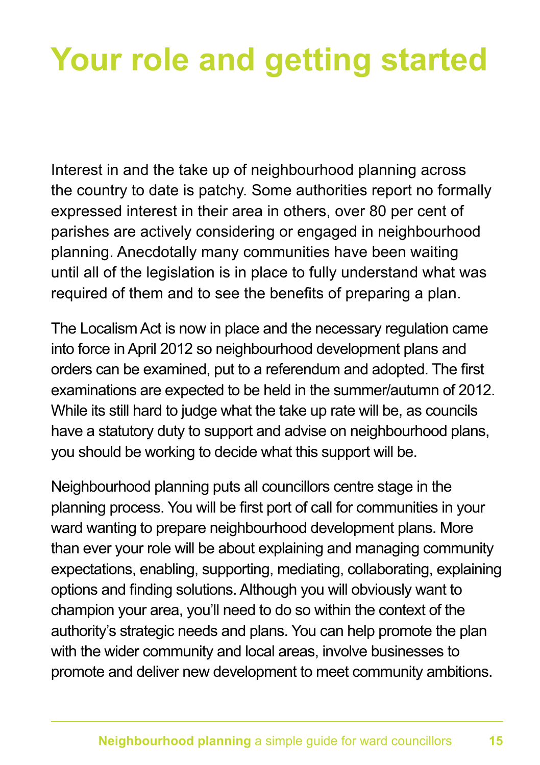# Your role and getting started

Interest in and the take up of neighbourhood planning across the country to date is patchy. Some authorities report no formally expressed interest in their area in others, over 80 per cent of parishes are actively considering or engaged in neighbourhood planning. Anecdotally many communities have been waiting until all of the legislation is in place to fully understand what was required of them and to see the benefits of preparing a plan.

The Localism Act is now in place and the necessary regulation came into force in April 2012 so neighbourhood development plans and orders can be examined, put to a referendum and adopted. The first examinations are expected to be held in the summer/autumn of 2012. While its still hard to judge what the take up rate will be, as councils have a statutory duty to support and advise on neighbourhood plans, you should be working to decide what this support will be.

Neighbourhood planning puts all councillors centre stage in the planning process. You will be first port of call for communities in your ward wanting to prepare neighbourhood development plans. More than ever your role will be about explaining and managing community expectations, enabling, supporting, mediating, collaborating, explaining options and finding solutions. Although you will obviously want to champion your area, you'll need to do so within the context of the authority's strategic needs and plans. You can help promote the plan with the wider community and local areas, involve businesses to promote and deliver new development to meet community ambitions.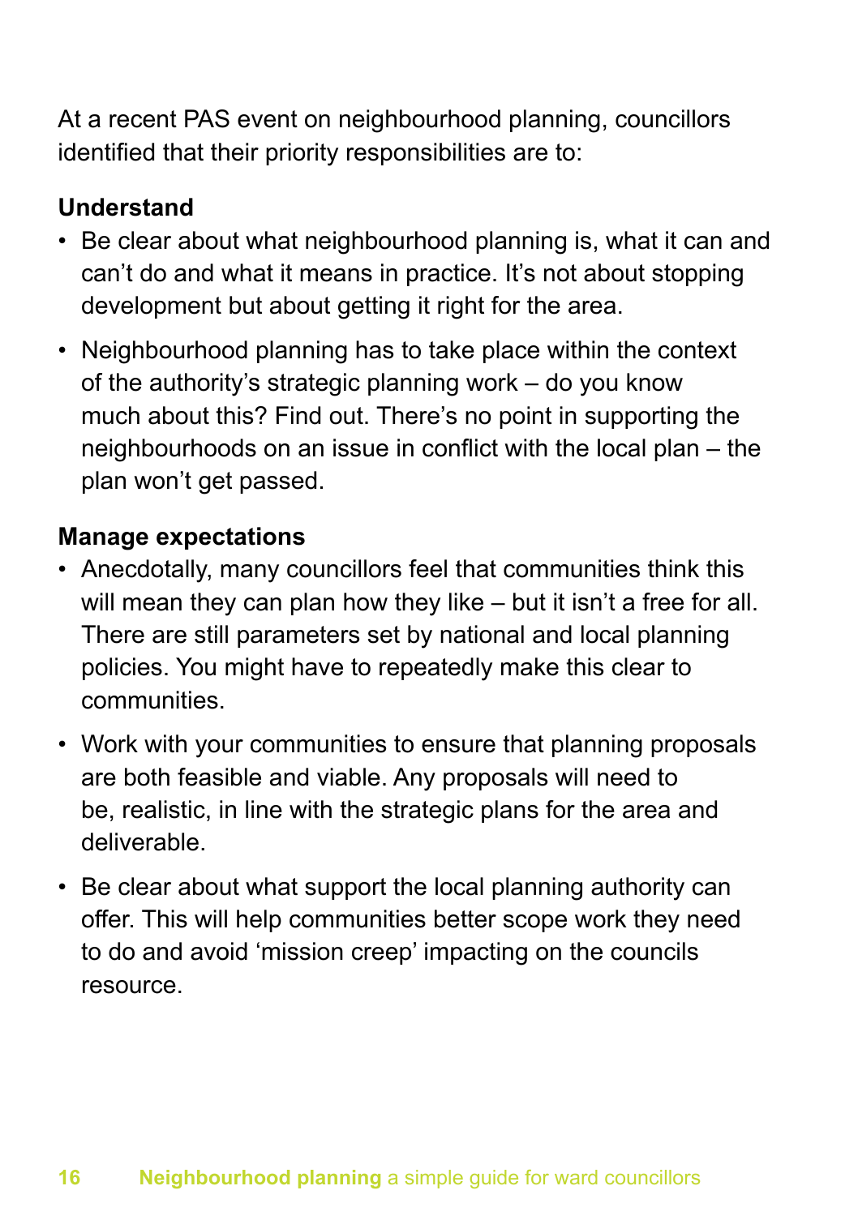At a recent PAS event on neighbourhood planning, councillors identified that their priority responsibilities are to:

**Understand**

- Be clear about what neighbourhood planning is, what it can and can't do and what it means in practice. It's not about stopping development but about getting it right for the area.
- Neighbourhood planning has to take place within the context of the authority's strategic planning work – do you know much about this? Find out. There's no point in supporting the neighbourhoods on an issue in conflict with the local plan – the plan won't get passed.

**Manage expectations**

- Anecdotally, many councillors feel that communities think this will mean they can plan how they like – but it isn't a free for all. There are still parameters set by national and local planning policies. You might have to repeatedly make this clear to communities.
- Work with your communities to ensure that planning proposals are both feasible and viable. Any proposals will need to be, realistic, in line with the strategic plans for the area and deliverable.
- Be clear about what support the local planning authority can offer. This will help communities better scope work they need to do and avoid 'mission creep' impacting on the councils resource.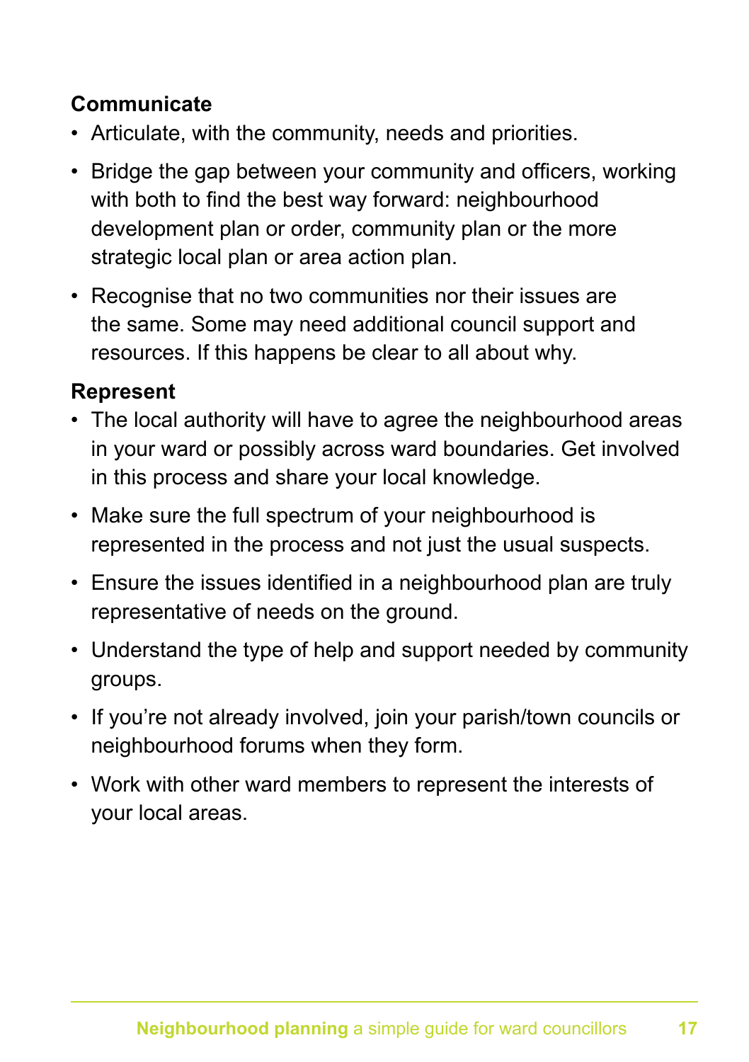**Communicate**

- Articulate, with the community, needs and priorities.
- Bridge the gap between your community and officers, working with both to find the best way forward: neighbourhood development plan or order, community plan or the more strategic local plan or area action plan.
- Recognise that no two communities nor their issues are the same. Some may need additional council support and resources. If this happens be clear to all about why.

**Represent**

- The local authority will have to agree the neighbourhood areas in your ward or possibly across ward boundaries. Get involved in this process and share your local knowledge.
- Make sure the full spectrum of your neighbourhood is represented in the process and not just the usual suspects.
- Ensure the issues identified in a neighbourhood plan are truly representative of needs on the ground.
- Understand the type of help and support needed by community groups.
- If you're not already involved, join your parish/town councils or neighbourhood forums when they form.
- Work with other ward members to represent the interests of your local areas.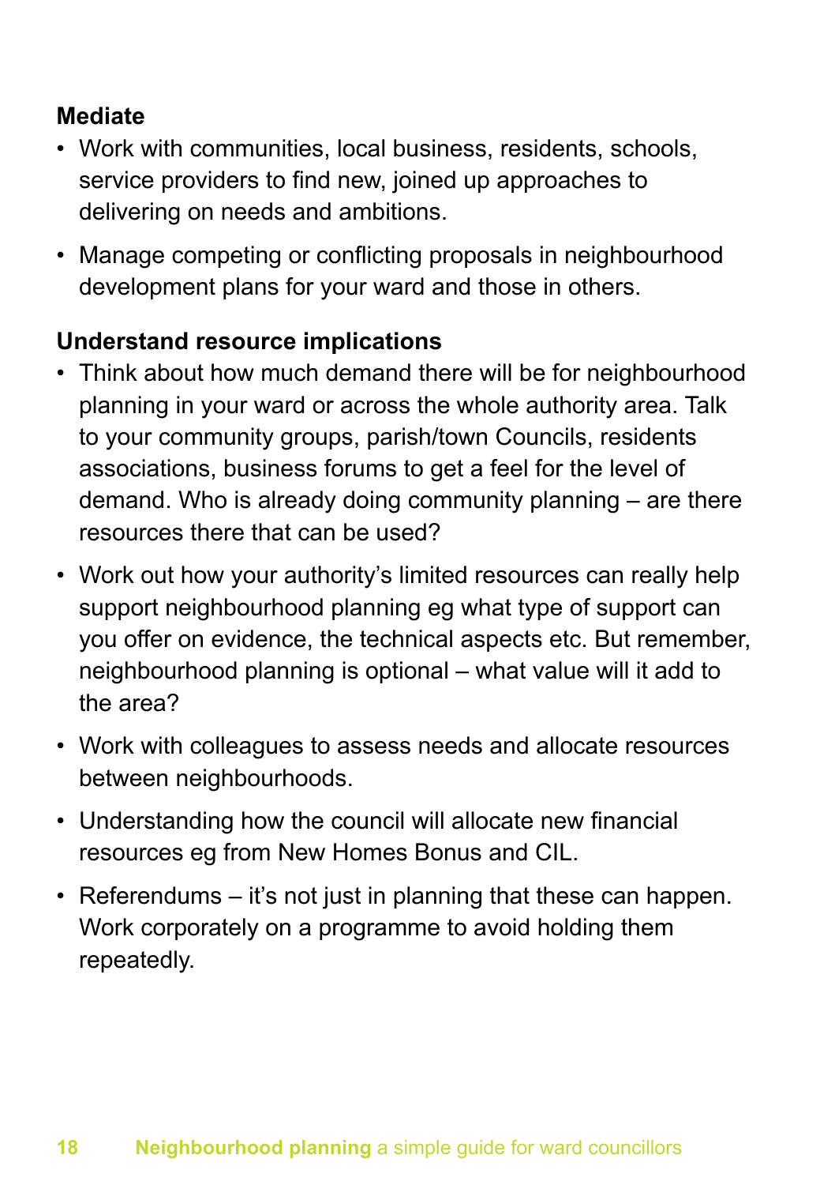**Mediate**

- Work with communities, local business, residents, schools, service providers to find new, joined up approaches to delivering on needs and ambitions.
- Manage competing or conflicting proposals in neighbourhood development plans for your ward and those in others.

**Understand resource implications**

- Think about how much demand there will be for neighbourhood planning in your ward or across the whole authority area. Talk to your community groups, parish/town Councils, residents associations, business forums to get a feel for the level of demand. Who is already doing community planning – are there resources there that can be used?
- Work out how your authority's limited resources can really help support neighbourhood planning eg what type of support can you offer on evidence, the technical aspects etc. But remember, neighbourhood planning is optional – what value will it add to the area?
- Work with colleagues to assess needs and allocate resources between neighbourhoods.
- Understanding how the council will allocate new financial resources eg from New Homes Bonus and CIL.
- Referendums – it's not just in planning that these can happen. Work corporately on a programme to avoid holding them repeatedly.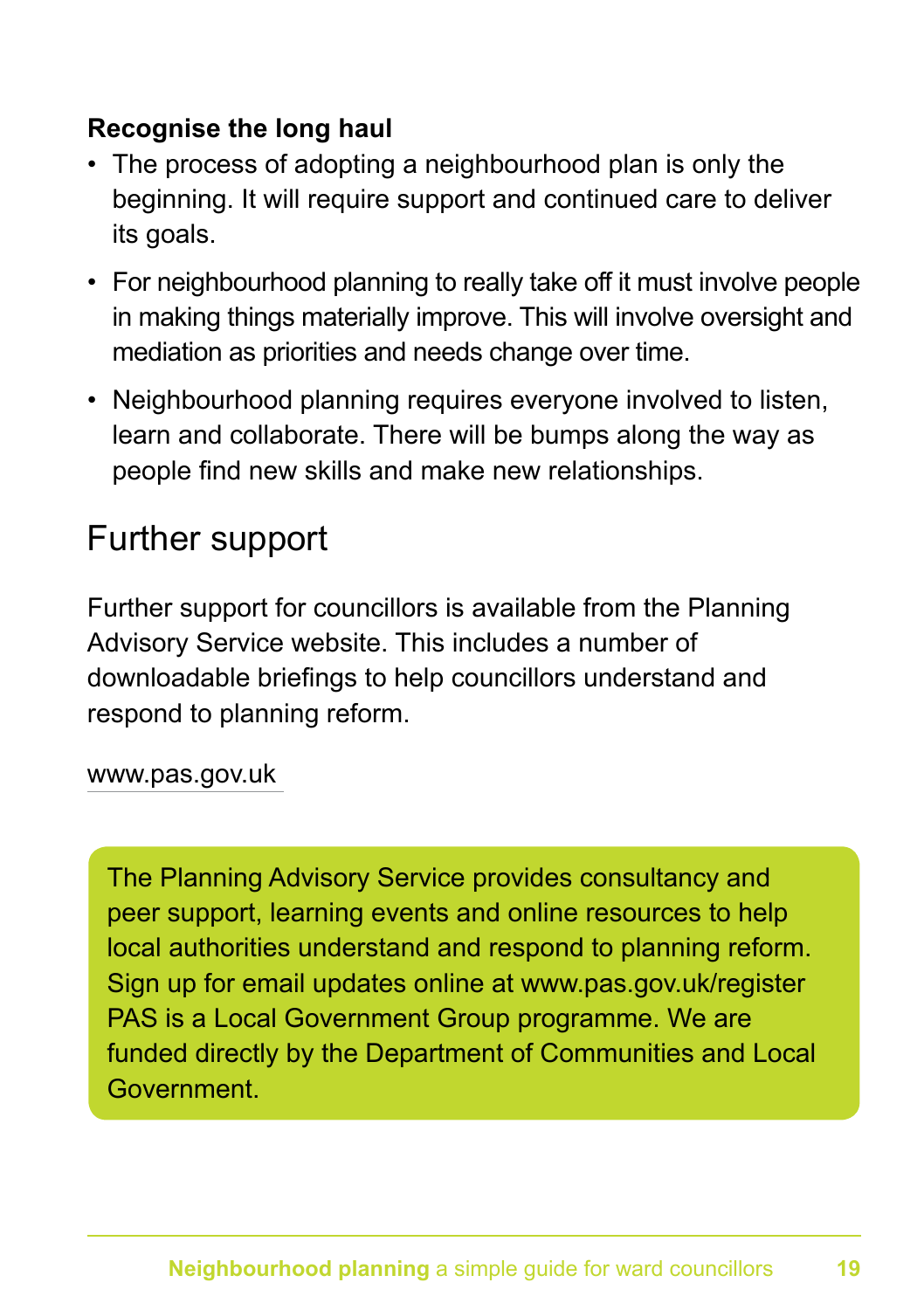### Recognise the long haul

- The process of adopting a neighbourhood plan is only the beginning. It will require support and continued care to deliver its goals.
- For neighbourhood planning to really take off it must involve people in making things materially improve. This will involve oversight and mediation as priorities and needs change over time.
- Neighbourhood planning requires everyone involved to listen, learn and collaborate. There will be bumps along the way as people find new skills and make new relationships.

## Further support

Further support for councillors is available from the Planning Advisory Service website. This includes a number of downloadable briefings to help councillors understand and respond to planning reform.

www.pas.gov.uk

The Planning Advisory Service provides consultancy and peer support, learning events and online resources to help local authorities understand and respond to planning reform. Sign up for email updates online at www.pas.gov.uk/register PAS is a Local Government Group programme. We are funded directly by the Department of Communities and Local Government.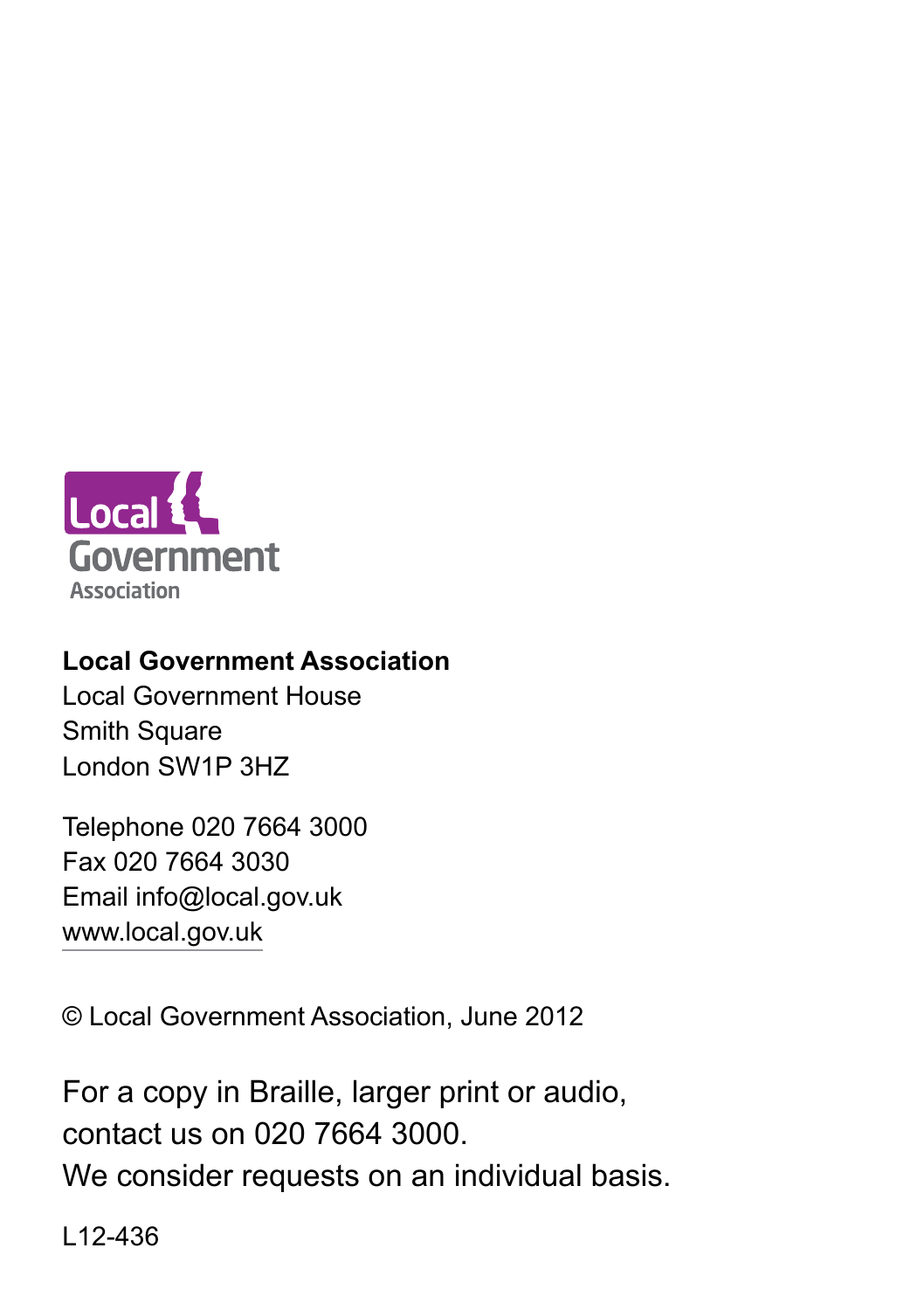**Local Government Association**
Local Government House
Smith Square
London SW1P 3HZ

Telephone 020 7664 3000
Fax 020 7664 3030
Email info@local.gov.uk
www.local.gov.uk

© Local Government Association, June 2012

For a copy in Braille, larger print or audio, contact us on 020 7664 3000. We consider requests on an individual basis.

L12-436